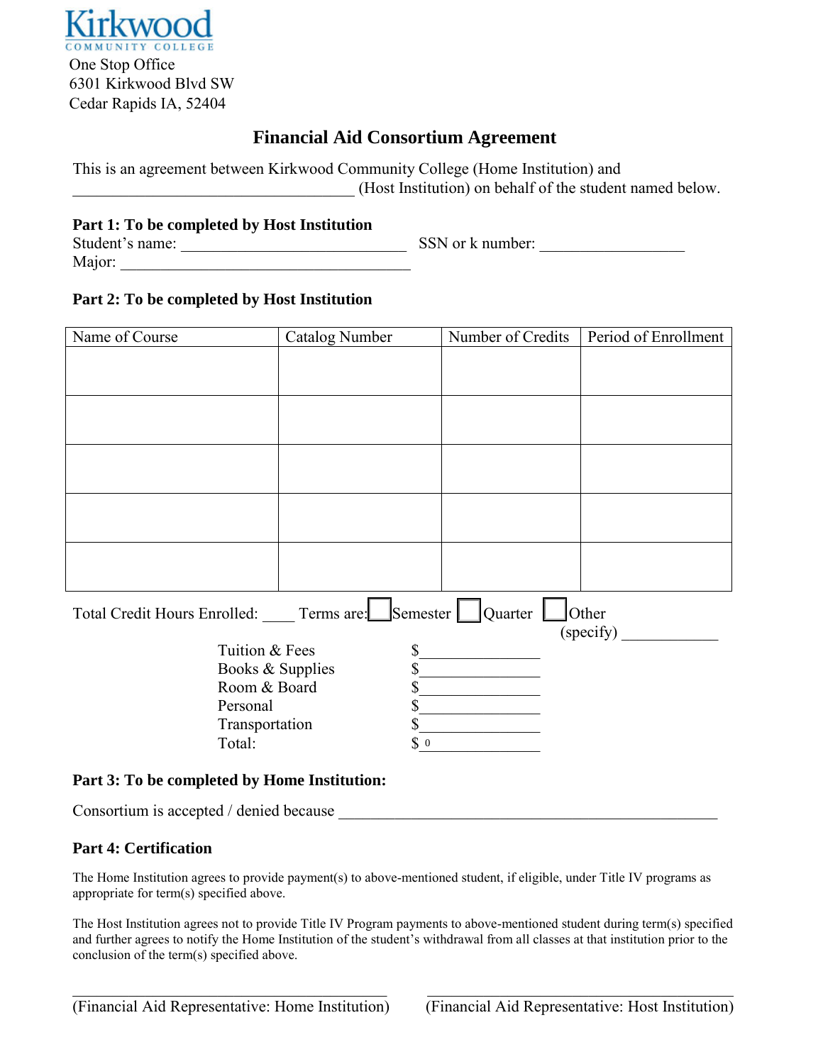Kirkwood COMMUNITY COLLEGE

One Stop Office
6301 Kirkwood Blvd SW
Cedar Rapids IA, 52404

# Financial Aid Consortium Agreement

This is an agreement between Kirkwood Community College (Home Institution) and ____________________________________ (Host Institution) on behalf of the student named below.

**Part 1: To be completed by Host Institution**

Student's name: ____________________________ SSN or k number: __________________

Major: ____________________________________

**Part 2: To be completed by Host Institution**

| Name of Course | Catalog Number | Number of Credits | Period of Enrollment |
|---|---|---|---|
| | | | |
| | | | |
| | | | |
| | | | |
| | | | |

Total Credit Hours Enrolled: ____ Terms are: ☐ Semester ☐ Quarter ☐ Other (specify) ____________

| | |
|---|---|
| Tuition & Fees | $______________ |
| Books & Supplies | $______________ |
| Room & Board | $______________ |
| Personal | $______________ |
| Transportation | $______________ |
| Total: | $ 0 |

**Part 3: To be completed by Home Institution:**

Consortium is accepted / denied because ________________________________________________

**Part 4: Certification**

The Home Institution agrees to provide payment(s) to above-mentioned student, if eligible, under Title IV programs as appropriate for term(s) specified above.

The Host Institution agrees not to provide Title IV Program payments to above-mentioned student during term(s) specified and further agrees to notify the Home Institution of the student's withdrawal from all classes at that institution prior to the conclusion of the term(s) specified above.

________________________________________ ________________________________________

(Financial Aid Representative: Home Institution) (Financial Aid Representative: Host Institution)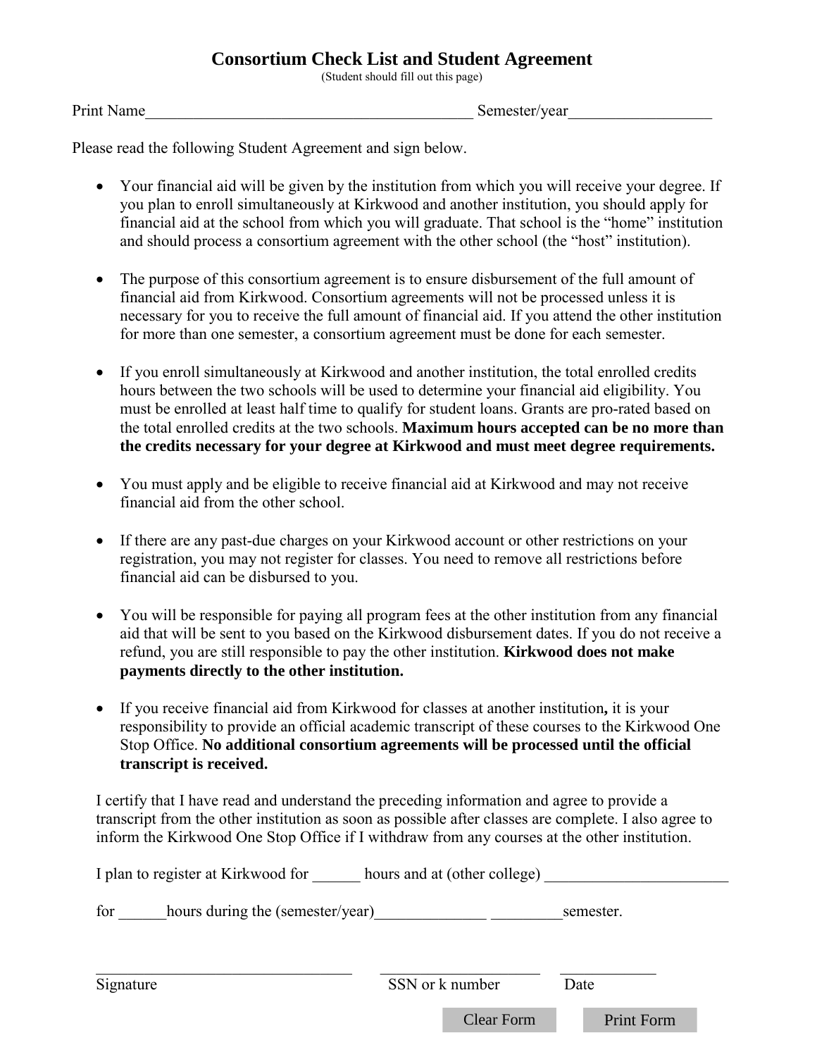# Consortium Check List and Student Agreement

(Student should fill out this page)

Print Name_________________________________________ Semester/year__________________

Please read the following Student Agreement and sign below.

- Your financial aid will be given by the institution from which you will receive your degree. If you plan to enroll simultaneously at Kirkwood and another institution, you should apply for financial aid at the school from which you will graduate. That school is the "home" institution and should process a consortium agreement with the other school (the "host" institution).

- The purpose of this consortium agreement is to ensure disbursement of the full amount of financial aid from Kirkwood. Consortium agreements will not be processed unless it is necessary for you to receive the full amount of financial aid. If you attend the other institution for more than one semester, a consortium agreement must be done for each semester.

- If you enroll simultaneously at Kirkwood and another institution, the total enrolled credits hours between the two schools will be used to determine your financial aid eligibility. You must be enrolled at least half time to qualify for student loans. Grants are pro-rated based on the total enrolled credits at the two schools. **Maximum hours accepted can be no more than the credits necessary for your degree at Kirkwood and must meet degree requirements.**

- You must apply and be eligible to receive financial aid at Kirkwood and may not receive financial aid from the other school.

- If there are any past-due charges on your Kirkwood account or other restrictions on your registration, you may not register for classes. You need to remove all restrictions before financial aid can be disbursed to you.

- You will be responsible for paying all program fees at the other institution from any financial aid that will be sent to you based on the Kirkwood disbursement dates. If you do not receive a refund, you are still responsible to pay the other institution. **Kirkwood does not make payments directly to the other institution.**

- If you receive financial aid from Kirkwood for classes at another institution**,** it is your responsibility to provide an official academic transcript of these courses to the Kirkwood One Stop Office. **No additional consortium agreements will be processed until the official transcript is received.**

I certify that I have read and understand the preceding information and agree to provide a transcript from the other institution as soon as possible after classes are complete. I also agree to inform the Kirkwood One Stop Office if I withdraw from any courses at the other institution.

I plan to register at Kirkwood for ______ hours and at (other college) ________________________

for ______hours during the (semester/year)______________ _________semester.

________________________________ ____________________ ____________

Signature SSN or k number Date

Clear Form Print Form